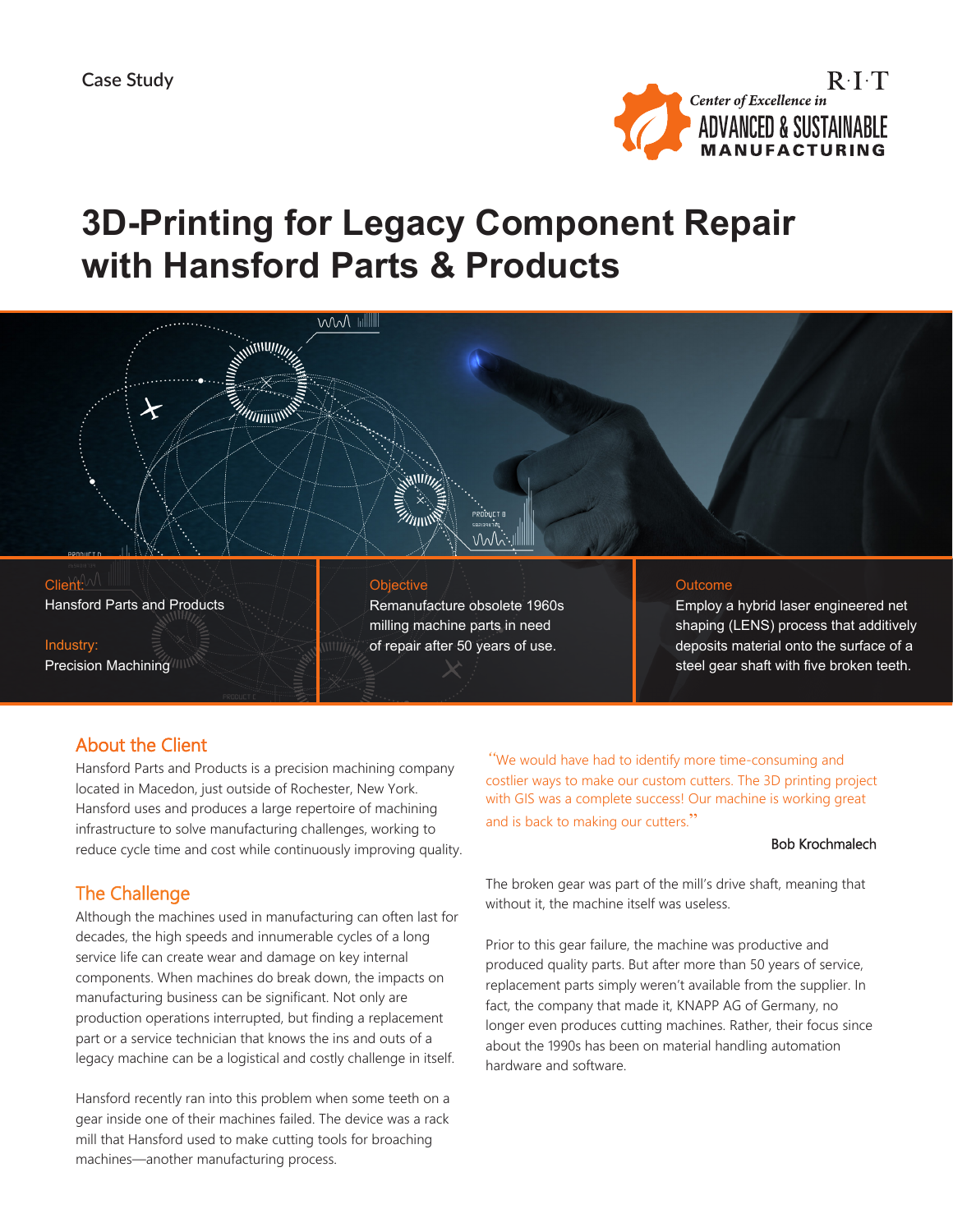Case Study

R·I·T
Center of Excellence in
ADVANCED & SUSTAINABLE
MANUFACTURING

# 3D-Printing for Legacy Component Repair with Hansford Parts & Products

**Client:**
Hansford Parts and Products

**Industry:**
Precision Machining

**Objective**
Remanufacture obsolete 1960s milling machine parts in need of repair after 50 years of use.

**Outcome**
Employ a hybrid laser engineered net shaping (LENS) process that additively deposits material onto the surface of a steel gear shaft with five broken teeth.

## About the Client

Hansford Parts and Products is a precision machining company located in Macedon, just outside of Rochester, New York. Hansford uses and produces a large repertoire of machining infrastructure to solve manufacturing challenges, working to reduce cycle time and cost while continuously improving quality.

## The Challenge

Although the machines used in manufacturing can often last for decades, the high speeds and innumerable cycles of a long service life can create wear and damage on key internal components. When machines do break down, the impacts on manufacturing business can be significant. Not only are production operations interrupted, but finding a replacement part or a service technician that knows the ins and outs of a legacy machine can be a logistical and costly challenge in itself.

Hansford recently ran into this problem when some teeth on a gear inside one of their machines failed. The device was a rack mill that Hansford used to make cutting tools for broaching machines—another manufacturing process.

> "We would have had to identify more time-consuming and costlier ways to make our custom cutters. The 3D printing project with GIS was a complete success! Our machine is working great and is back to making our cutters."
>
> Bob Krochmalech

The broken gear was part of the mill's drive shaft, meaning that without it, the machine itself was useless.

Prior to this gear failure, the machine was productive and produced quality parts. But after more than 50 years of service, replacement parts simply weren't available from the supplier. In fact, the company that made it, KNAPP AG of Germany, no longer even produces cutting machines. Rather, their focus since about the 1990s has been on material handling automation hardware and software.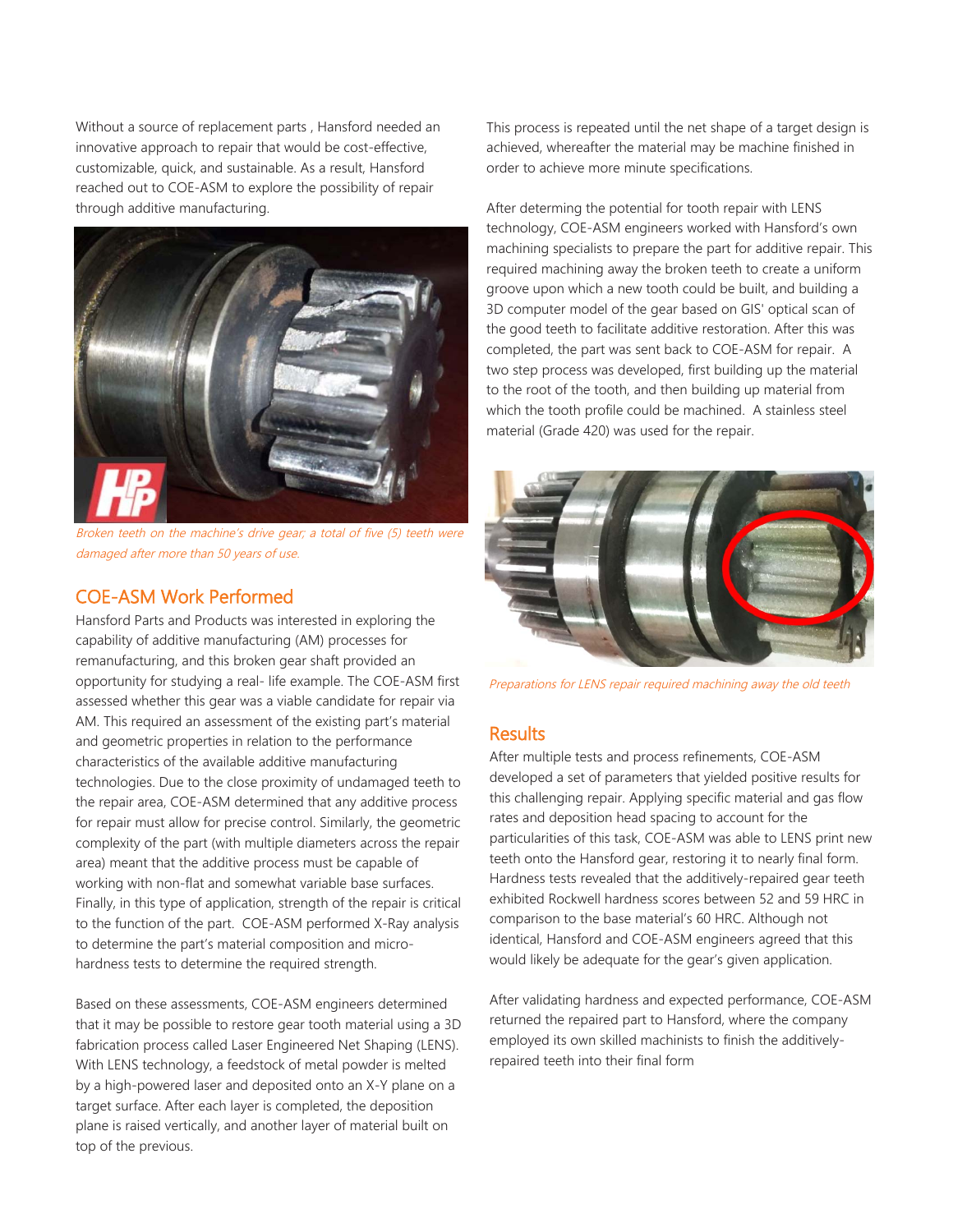Without a source of replacement parts , Hansford needed an innovative approach to repair that would be cost-effective, customizable, quick, and sustainable. As a result, Hansford reached out to COE-ASM to explore the possibility of repair through additive manufacturing.

*Broken teeth on the machine's drive gear; a total of five (5) teeth were damaged after more than 50 years of use.*

## COE-ASM Work Performed

Hansford Parts and Products was interested in exploring the capability of additive manufacturing (AM) processes for remanufacturing, and this broken gear shaft provided an opportunity for studying a real- life example. The COE-ASM first assessed whether this gear was a viable candidate for repair via AM. This required an assessment of the existing part's material and geometric properties in relation to the performance characteristics of the available additive manufacturing technologies. Due to the close proximity of undamaged teeth to the repair area, COE-ASM determined that any additive process for repair must allow for precise control. Similarly, the geometric complexity of the part (with multiple diameters across the repair area) meant that the additive process must be capable of working with non-flat and somewhat variable base surfaces. Finally, in this type of application, strength of the repair is critical to the function of the part. COE-ASM performed X-Ray analysis to determine the part's material composition and micro-hardness tests to determine the required strength.

Based on these assessments, COE-ASM engineers determined that it may be possible to restore gear tooth material using a 3D fabrication process called Laser Engineered Net Shaping (LENS). With LENS technology, a feedstock of metal powder is melted by a high-powered laser and deposited onto an X-Y plane on a target surface. After each layer is completed, the deposition plane is raised vertically, and another layer of material built on top of the previous.

This process is repeated until the net shape of a target design is achieved, whereafter the material may be machine finished in order to achieve more minute specifications.

After determing the potential for tooth repair with LENS technology, COE-ASM engineers worked with Hansford's own machining specialists to prepare the part for additive repair. This required machining away the broken teeth to create a uniform groove upon which a new tooth could be built, and building a 3D computer model of the gear based on GIS' optical scan of the good teeth to facilitate additive restoration. After this was completed, the part was sent back to COE-ASM for repair. A two step process was developed, first building up the material to the root of the tooth, and then building up material from which the tooth profile could be machined. A stainless steel material (Grade 420) was used for the repair.

*Preparations for LENS repair required machining away the old teeth*

## Results

After multiple tests and process refinements, COE-ASM developed a set of parameters that yielded positive results for this challenging repair. Applying specific material and gas flow rates and deposition head spacing to account for the particularities of this task, COE-ASM was able to LENS print new teeth onto the Hansford gear, restoring it to nearly final form. Hardness tests revealed that the additively-repaired gear teeth exhibited Rockwell hardness scores between 52 and 59 HRC in comparison to the base material's 60 HRC. Although not identical, Hansford and COE-ASM engineers agreed that this would likely be adequate for the gear's given application.

After validating hardness and expected performance, COE-ASM returned the repaired part to Hansford, where the company employed its own skilled machinists to finish the additively-repaired teeth into their final form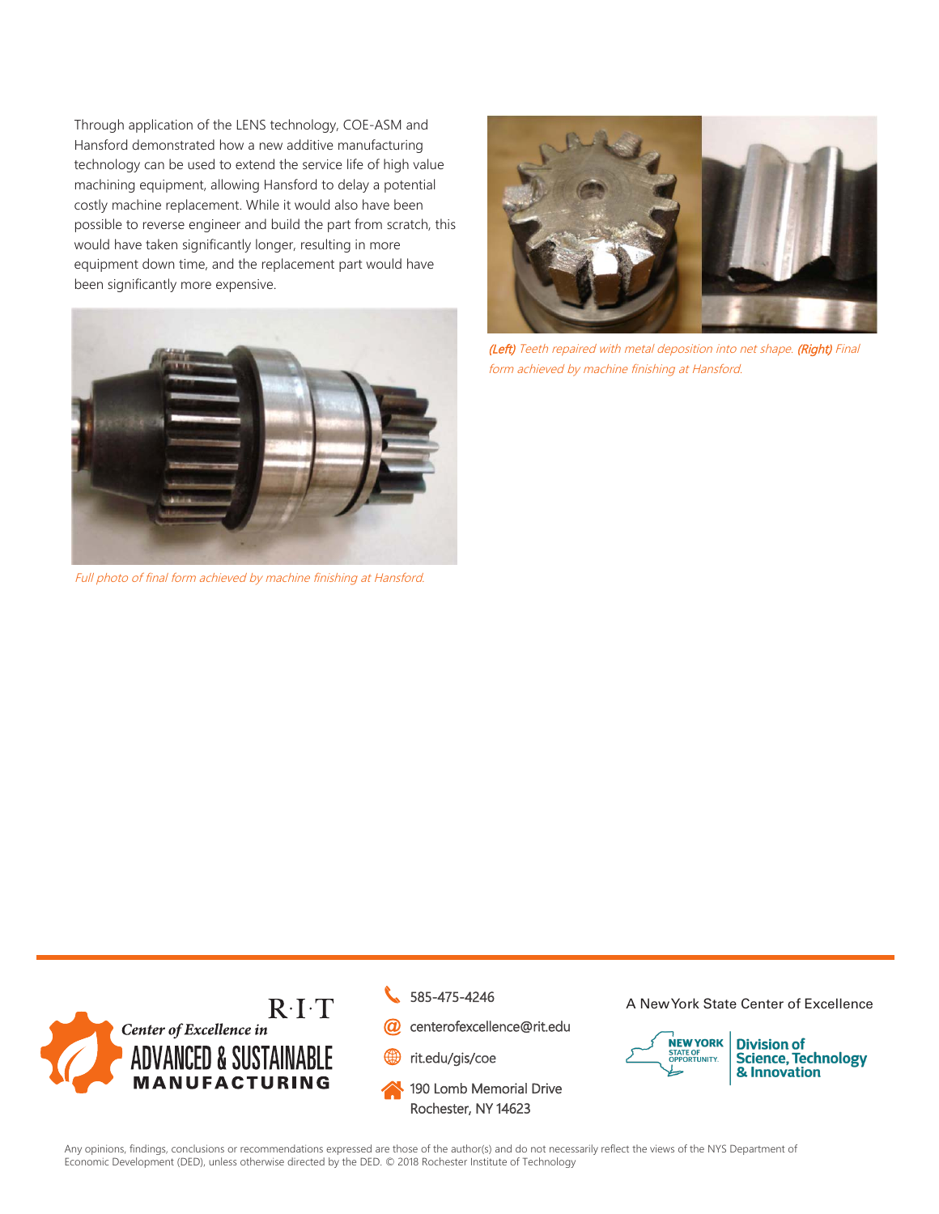Through application of the LENS technology, COE-ASM and Hansford demonstrated how a new additive manufacturing technology can be used to extend the service life of high value machining equipment, allowing Hansford to delay a potential costly machine replacement. While it would also have been possible to reverse engineer and build the part from scratch, this would have taken significantly longer, resulting in more equipment down time, and the replacement part would have been significantly more expensive.

*Full photo of final form achieved by machine finishing at Hansford.*

***(Left)*** *Teeth repaired with metal deposition into net shape.* ***(Right)*** *Final form achieved by machine finishing at Hansford.*

R·I·T Center of Excellence in ADVANCED & SUSTAINABLE MANUFACTURING

585-475-4246

centerofexcellence@rit.edu

rit.edu/gis/coe

190 Lomb Memorial Drive
Rochester, NY 14623

A New York State Center of Excellence

NEW YORK STATE OF OPPORTUNITY. Division of Science, Technology & Innovation

Any opinions, findings, conclusions or recommendations expressed are those of the author(s) and do not necessarily reflect the views of the NYS Department of Economic Development (DED), unless otherwise directed by the DED. © 2018 Rochester Institute of Technology